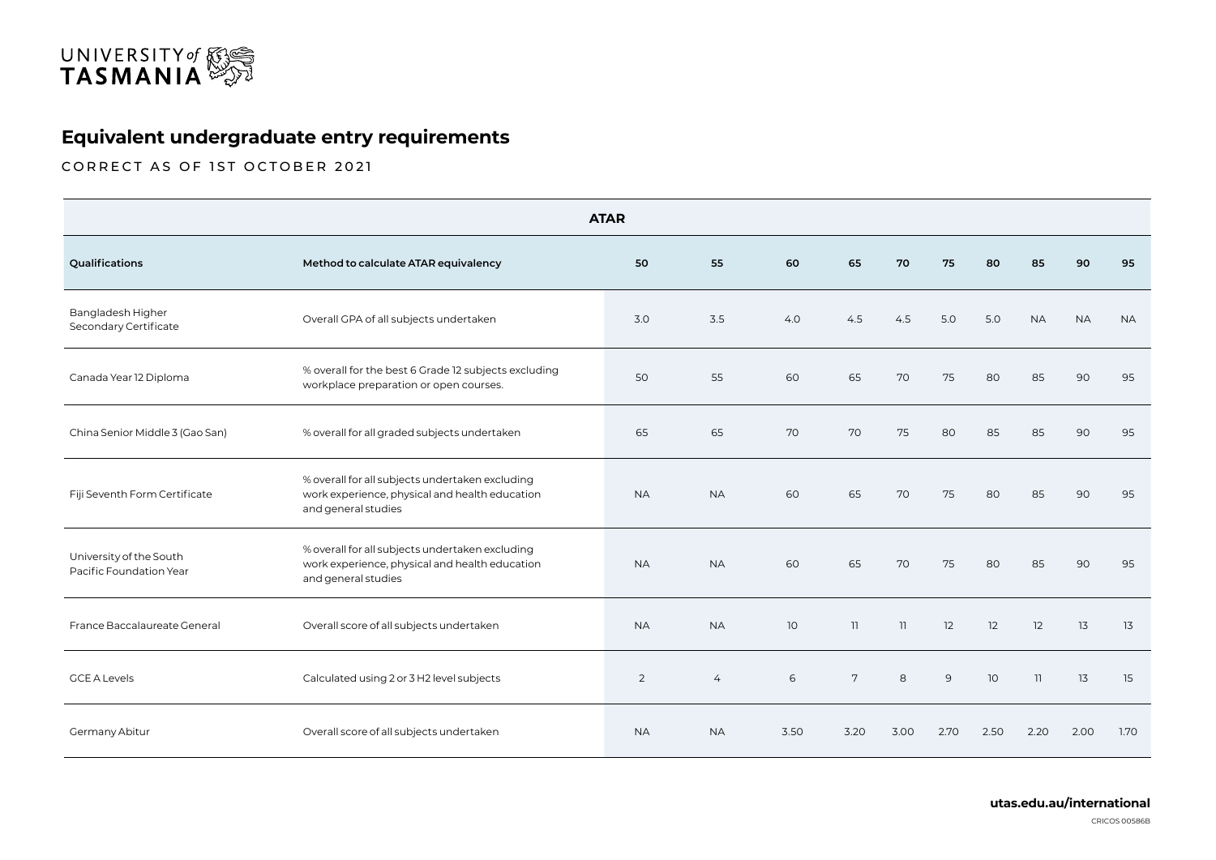UNIVERSITY of TASMANIA

## Equivalent undergraduate entry requirements

CORRECT AS OF 1ST OCTOBER 2021

| | | ATAR | | | | | | | | | |
|---|---|---|---|---|---|---|---|---|---|---|---|
| **Qualifications** | **Method to calculate ATAR equivalency** | **50** | **55** | **60** | **65** | **70** | **75** | **80** | **85** | **90** | **95** |
| Bangladesh Higher Secondary Certificate | Overall GPA of all subjects undertaken | 3.0 | 3.5 | 4.0 | 4.5 | 4.5 | 5.0 | 5.0 | NA | NA | NA |
| Canada Year 12 Diploma | % overall for the best 6 Grade 12 subjects excluding workplace preparation or open courses. | 50 | 55 | 60 | 65 | 70 | 75 | 80 | 85 | 90 | 95 |
| China Senior Middle 3 (Gao San) | % overall for all graded subjects undertaken | 65 | 65 | 70 | 70 | 75 | 80 | 85 | 85 | 90 | 95 |
| Fiji Seventh Form Certificate | % overall for all subjects undertaken excluding work experience, physical and health education and general studies | NA | NA | 60 | 65 | 70 | 75 | 80 | 85 | 90 | 95 |
| University of the South Pacific Foundation Year | % overall for all subjects undertaken excluding work experience, physical and health education and general studies | NA | NA | 60 | 65 | 70 | 75 | 80 | 85 | 90 | 95 |
| France Baccalaureate General | Overall score of all subjects undertaken | NA | NA | 10 | 11 | 11 | 12 | 12 | 12 | 13 | 13 |
| GCE A Levels | Calculated using 2 or 3 H2 level subjects | 2 | 4 | 6 | 7 | 8 | 9 | 10 | 11 | 13 | 15 |
| Germany Abitur | Overall score of all subjects undertaken | NA | NA | 3.50 | 3.20 | 3.00 | 2.70 | 2.50 | 2.20 | 2.00 | 1.70 |

**utas.edu.au/international**

CRICOS 00586B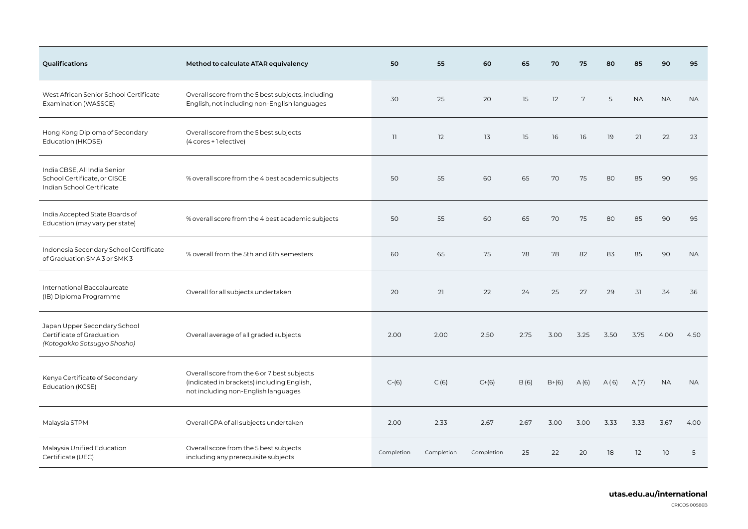| Qualifications | Method to calculate ATAR equivalency | 50 | 55 | 60 | 65 | 70 | 75 | 80 | 85 | 90 | 95 |
|---|---|---|---|---|---|---|---|---|---|---|---|
| West African Senior School Certificate Examination (WASSCE) | Overall score from the 5 best subjects, including English, not including non-English languages | 30 | 25 | 20 | 15 | 12 | 7 | 5 | NA | NA | NA |
| Hong Kong Diploma of Secondary Education (HKDSE) | Overall score from the 5 best subjects (4 cores + 1 elective) | 11 | 12 | 13 | 15 | 16 | 16 | 19 | 21 | 22 | 23 |
| India CBSE, All India Senior School Certificate, or CISCE Indian School Certificate | % overall score from the 4 best academic subjects | 50 | 55 | 60 | 65 | 70 | 75 | 80 | 85 | 90 | 95 |
| India Accepted State Boards of Education (may vary per state) | % overall score from the 4 best academic subjects | 50 | 55 | 60 | 65 | 70 | 75 | 80 | 85 | 90 | 95 |
| Indonesia Secondary School Certificate of Graduation SMA 3 or SMK 3 | % overall from the 5th and 6th semesters | 60 | 65 | 75 | 78 | 78 | 82 | 83 | 85 | 90 | NA |
| International Baccalaureate (IB) Diploma Programme | Overall for all subjects undertaken | 20 | 21 | 22 | 24 | 25 | 27 | 29 | 31 | 34 | 36 |
| Japan Upper Secondary School Certificate of Graduation *(Kotogakko Sotsugyo Shosho)* | Overall average of all graded subjects | 2.00 | 2.00 | 2.50 | 2.75 | 3.00 | 3.25 | 3.50 | 3.75 | 4.00 | 4.50 |
| Kenya Certificate of Secondary Education (KCSE) | Overall score from the 6 or 7 best subjects (indicated in brackets) including English, not including non-English languages | C-(6) | C (6) | C+(6) | B (6) | B+(6) | A (6) | A ( 6) | A (7) | NA | NA |
| Malaysia STPM | Overall GPA of all subjects undertaken | 2.00 | 2.33 | 2.67 | 2.67 | 3.00 | 3.00 | 3.33 | 3.33 | 3.67 | 4.00 |
| Malaysia Unified Education Certificate (UEC) | Overall score from the 5 best subjects including any prerequisite subjects | Completion | Completion | Completion | 25 | 22 | 20 | 18 | 12 | 10 | 5 |

**utas.edu.au/international**

CRICOS 00586B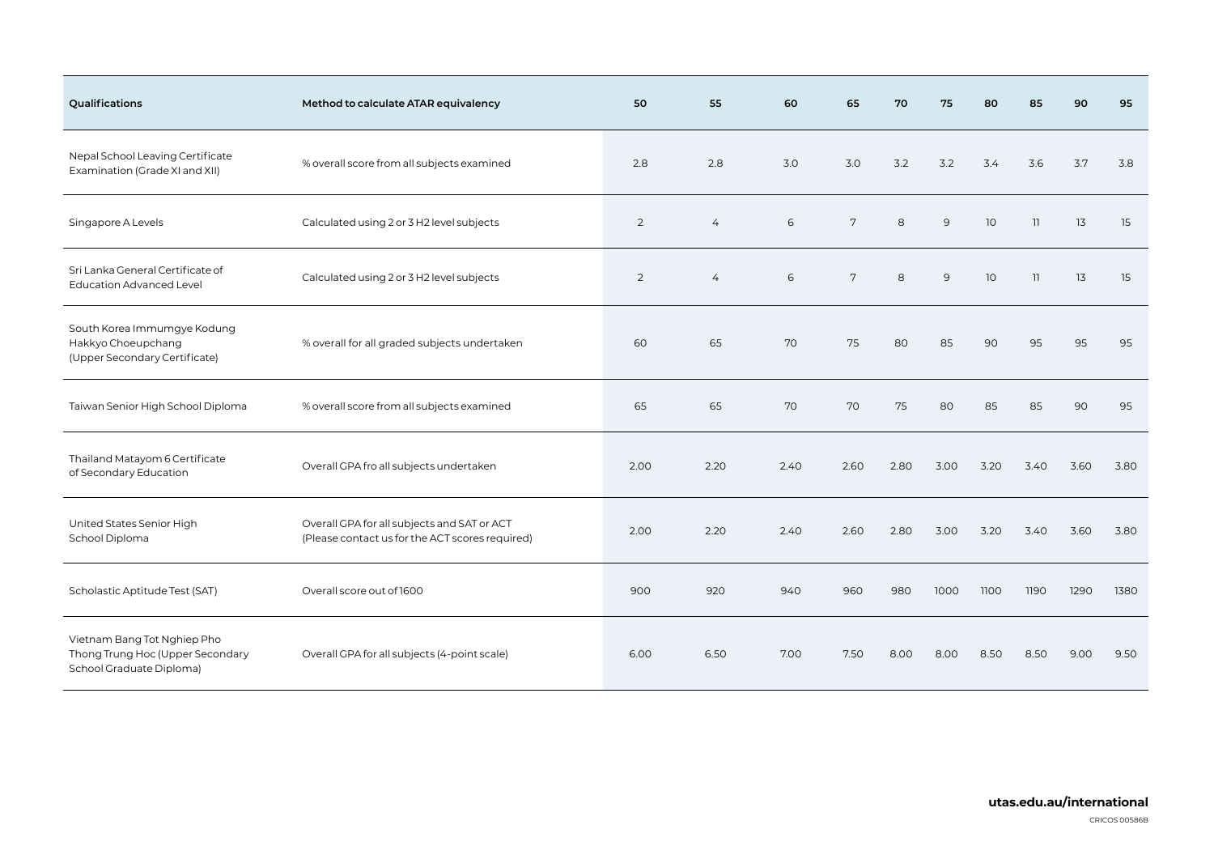| Qualifications | Method to calculate ATAR equivalency | 50 | 55 | 60 | 65 | 70 | 75 | 80 | 85 | 90 | 95 |
|---|---|---|---|---|---|---|---|---|---|---|---|
| Nepal School Leaving Certificate Examination (Grade XI and XII) | % overall score from all subjects examined | 2.8 | 2.8 | 3.0 | 3.0 | 3.2 | 3.2 | 3.4 | 3.6 | 3.7 | 3.8 |
| Singapore A Levels | Calculated using 2 or 3 H2 level subjects | 2 | 4 | 6 | 7 | 8 | 9 | 10 | 11 | 13 | 15 |
| Sri Lanka General Certificate of Education Advanced Level | Calculated using 2 or 3 H2 level subjects | 2 | 4 | 6 | 7 | 8 | 9 | 10 | 11 | 13 | 15 |
| South Korea Immumgye Kodung Hakkyo Choeupchang (Upper Secondary Certificate) | % overall for all graded subjects undertaken | 60 | 65 | 70 | 75 | 80 | 85 | 90 | 95 | 95 | 95 |
| Taiwan Senior High School Diploma | % overall score from all subjects examined | 65 | 65 | 70 | 70 | 75 | 80 | 85 | 85 | 90 | 95 |
| Thailand Matayom 6 Certificate of Secondary Education | Overall GPA fro all subjects undertaken | 2.00 | 2.20 | 2.40 | 2.60 | 2.80 | 3.00 | 3.20 | 3.40 | 3.60 | 3.80 |
| United States Senior High School Diploma | Overall GPA for all subjects and SAT or ACT (Please contact us for the ACT scores required) | 2.00 | 2.20 | 2.40 | 2.60 | 2.80 | 3.00 | 3.20 | 3.40 | 3.60 | 3.80 |
| Scholastic Aptitude Test (SAT) | Overall score out of 1600 | 900 | 920 | 940 | 960 | 980 | 1000 | 1100 | 1190 | 1290 | 1380 |
| Vietnam Bang Tot Nghiep Pho Thong Trung Hoc (Upper Secondary School Graduate Diploma) | Overall GPA for all subjects (4-point scale) | 6.00 | 6.50 | 7.00 | 7.50 | 8.00 | 8.00 | 8.50 | 8.50 | 9.00 | 9.50 |

**utas.edu.au/international**

CRICOS 00586B